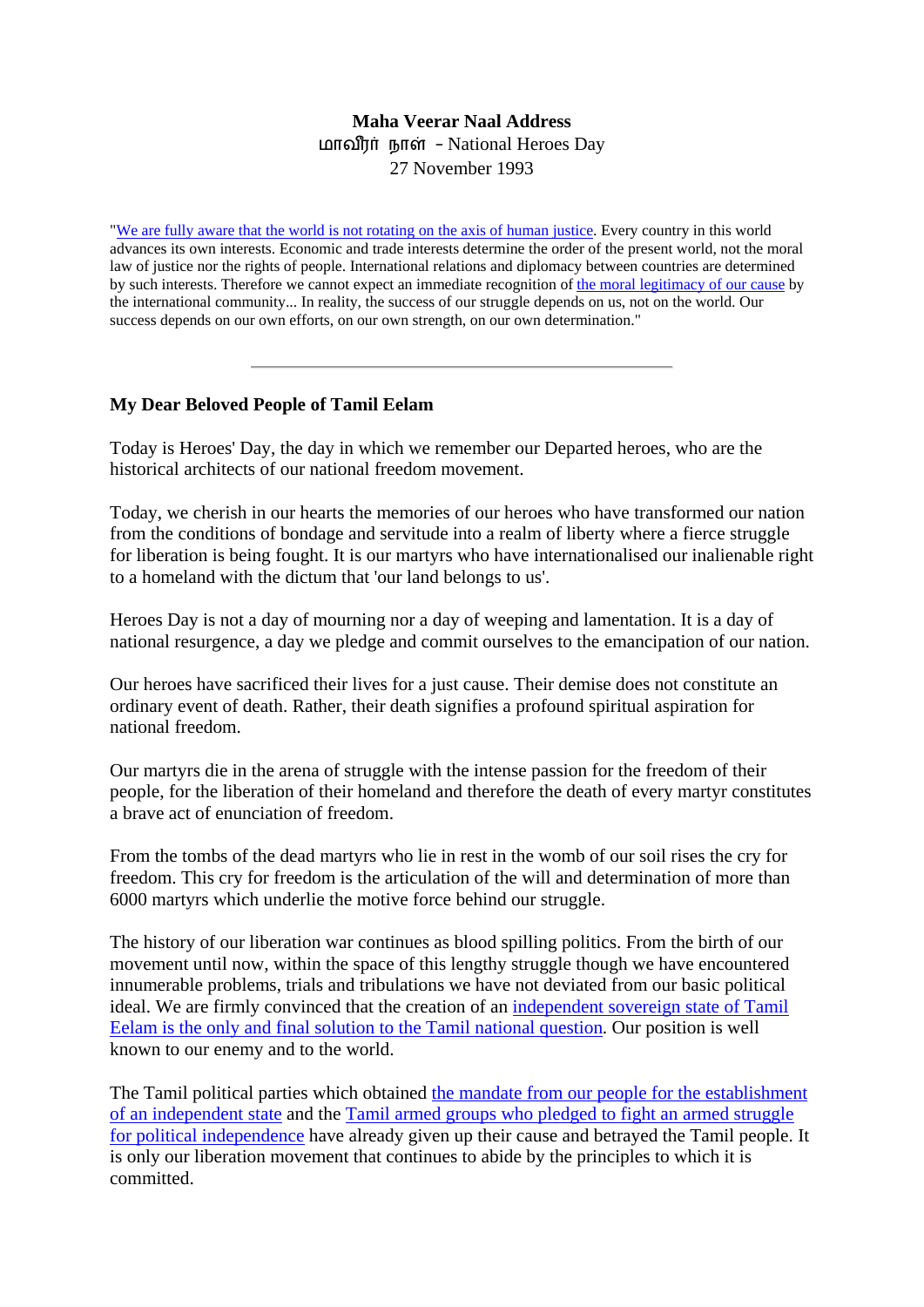**Maha Veerar Naal Address**
மாவீரர் நாள் - National Heroes Day
27 November 1993

"We are fully aware that the world is not rotating on the axis of human justice. Every country in this world advances its own interests. Economic and trade interests determine the order of the present world, not the moral law of justice nor the rights of people. International relations and diplomacy between countries are determined by such interests. Therefore we cannot expect an immediate recognition of the moral legitimacy of our cause by the international community... In reality, the success of our struggle depends on us, not on the world. Our success depends on our own efforts, on our own strength, on our own determination."

---

**My Dear Beloved People of Tamil Eelam**

Today is Heroes' Day, the day in which we remember our Departed heroes, who are the historical architects of our national freedom movement.

Today, we cherish in our hearts the memories of our heroes who have transformed our nation from the conditions of bondage and servitude into a realm of liberty where a fierce struggle for liberation is being fought. It is our martyrs who have internationalised our inalienable right to a homeland with the dictum that 'our land belongs to us'.

Heroes Day is not a day of mourning nor a day of weeping and lamentation. It is a day of national resurgence, a day we pledge and commit ourselves to the emancipation of our nation.

Our heroes have sacrificed their lives for a just cause. Their demise does not constitute an ordinary event of death. Rather, their death signifies a profound spiritual aspiration for national freedom.

Our martyrs die in the arena of struggle with the intense passion for the freedom of their people, for the liberation of their homeland and therefore the death of every martyr constitutes a brave act of enunciation of freedom.

From the tombs of the dead martyrs who lie in rest in the womb of our soil rises the cry for freedom. This cry for freedom is the articulation of the will and determination of more than 6000 martyrs which underlie the motive force behind our struggle.

The history of our liberation war continues as blood spilling politics. From the birth of our movement until now, within the space of this lengthy struggle though we have encountered innumerable problems, trials and tribulations we have not deviated from our basic political ideal. We are firmly convinced that the creation of an independent sovereign state of Tamil Eelam is the only and final solution to the Tamil national question. Our position is well known to our enemy and to the world.

The Tamil political parties which obtained the mandate from our people for the establishment of an independent state and the Tamil armed groups who pledged to fight an armed struggle for political independence have already given up their cause and betrayed the Tamil people. It is only our liberation movement that continues to abide by the principles to which it is committed.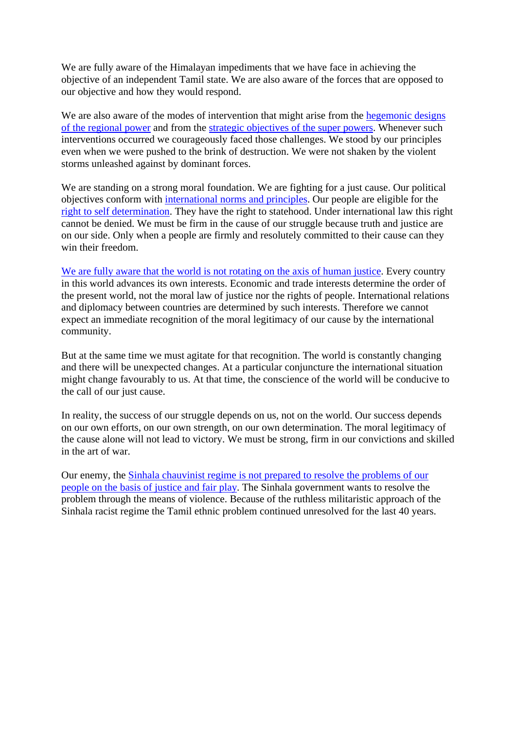We are fully aware of the Himalayan impediments that we have face in achieving the objective of an independent Tamil state. We are also aware of the forces that are opposed to our objective and how they would respond.

We are also aware of the modes of intervention that might arise from the hegemonic designs of the regional power and from the strategic objectives of the super powers. Whenever such interventions occurred we courageously faced those challenges. We stood by our principles even when we were pushed to the brink of destruction. We were not shaken by the violent storms unleashed against by dominant forces.

We are standing on a strong moral foundation. We are fighting for a just cause. Our political objectives conform with international norms and principles. Our people are eligible for the right to self determination. They have the right to statehood. Under international law this right cannot be denied. We must be firm in the cause of our struggle because truth and justice are on our side. Only when a people are firmly and resolutely committed to their cause can they win their freedom.

We are fully aware that the world is not rotating on the axis of human justice. Every country in this world advances its own interests. Economic and trade interests determine the order of the present world, not the moral law of justice nor the rights of people. International relations and diplomacy between countries are determined by such interests. Therefore we cannot expect an immediate recognition of the moral legitimacy of our cause by the international community.

But at the same time we must agitate for that recognition. The world is constantly changing and there will be unexpected changes. At a particular conjuncture the international situation might change favourably to us. At that time, the conscience of the world will be conducive to the call of our just cause.

In reality, the success of our struggle depends on us, not on the world. Our success depends on our own efforts, on our own strength, on our own determination. The moral legitimacy of the cause alone will not lead to victory. We must be strong, firm in our convictions and skilled in the art of war.

Our enemy, the Sinhala chauvinist regime is not prepared to resolve the problems of our people on the basis of justice and fair play. The Sinhala government wants to resolve the problem through the means of violence. Because of the ruthless militaristic approach of the Sinhala racist regime the Tamil ethnic problem continued unresolved for the last 40 years.